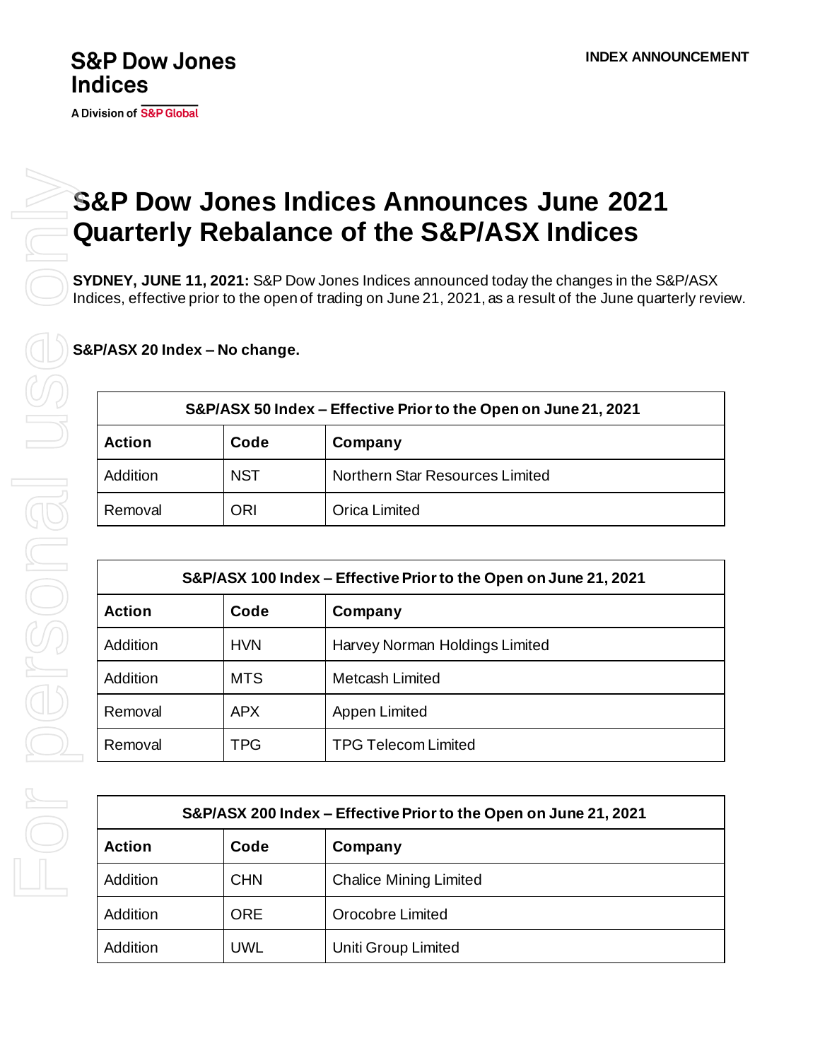S&P Dow Jones Indices

A Division of S&P Global

INDEX ANNOUNCEMENT

# S&P Dow Jones Indices Announces June 2021 Quarterly Rebalance of the S&P/ASX Indices

**SYDNEY, JUNE 11, 2021:** S&P Dow Jones Indices announced today the changes in the S&P/ASX Indices, effective prior to the open of trading on June 21, 2021, as a result of the June quarterly review.

**S&P/ASX 20 Index – No change.**

| S&P/ASX 50 Index – Effective Prior to the Open on June 21, 2021 | | |
|---|---|---|
| **Action** | **Code** | **Company** |
| Addition | NST | Northern Star Resources Limited |
| Removal | ORI | Orica Limited |

| S&P/ASX 100 Index – Effective Prior to the Open on June 21, 2021 | | |
|---|---|---|
| **Action** | **Code** | **Company** |
| Addition | HVN | Harvey Norman Holdings Limited |
| Addition | MTS | Metcash Limited |
| Removal | APX | Appen Limited |
| Removal | TPG | TPG Telecom Limited |

| S&P/ASX 200 Index – Effective Prior to the Open on June 21, 2021 | | |
|---|---|---|
| **Action** | **Code** | **Company** |
| Addition | CHN | Chalice Mining Limited |
| Addition | ORE | Orocobre Limited |
| Addition | UWL | Uniti Group Limited |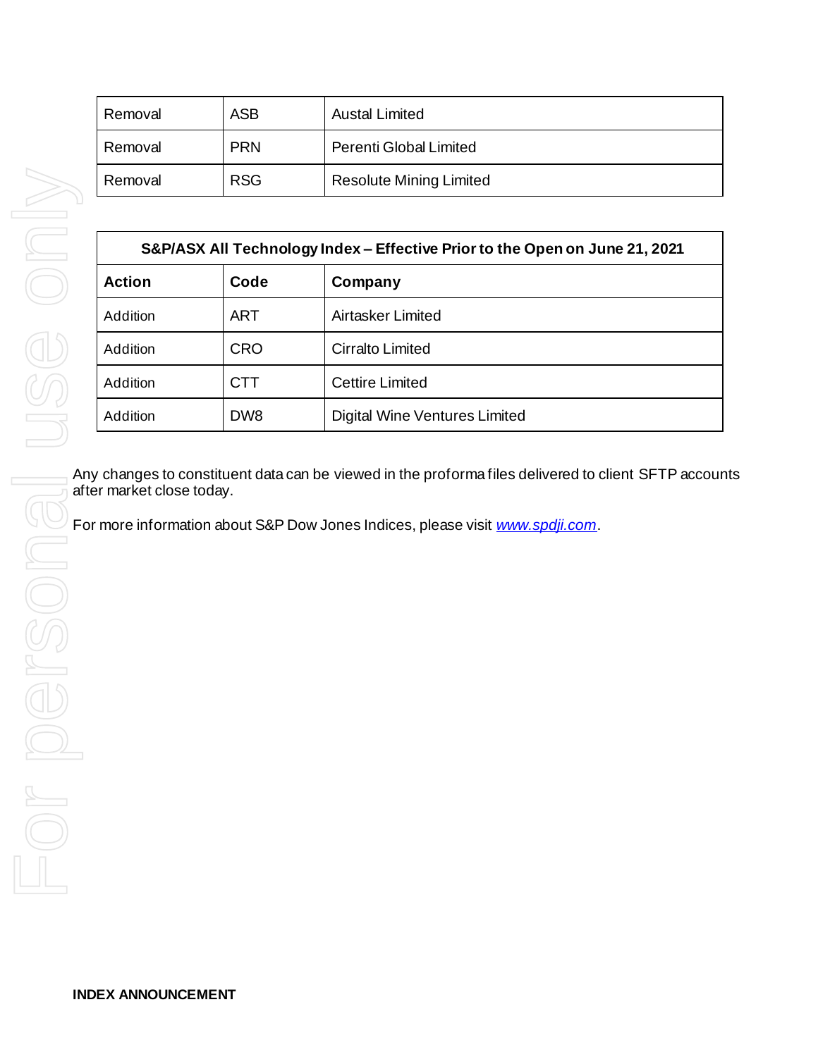| | | |
|---|---|---|
| Removal | ASB | Austal Limited |
| Removal | PRN | Perenti Global Limited |
| Removal | RSG | Resolute Mining Limited |

| **S&P/ASX All Technology Index – Effective Prior to the Open on June 21, 2021** | | |
|---|---|---|
| **Action** | **Code** | **Company** |
| Addition | ART | Airtasker Limited |
| Addition | CRO | Cirralto Limited |
| Addition | CTT | Cettire Limited |
| Addition | DW8 | Digital Wine Ventures Limited |

Any changes to constituent data can be viewed in the proforma files delivered to client SFTP accounts after market close today.

For more information about S&P Dow Jones Indices, please visit *www.spdji.com*.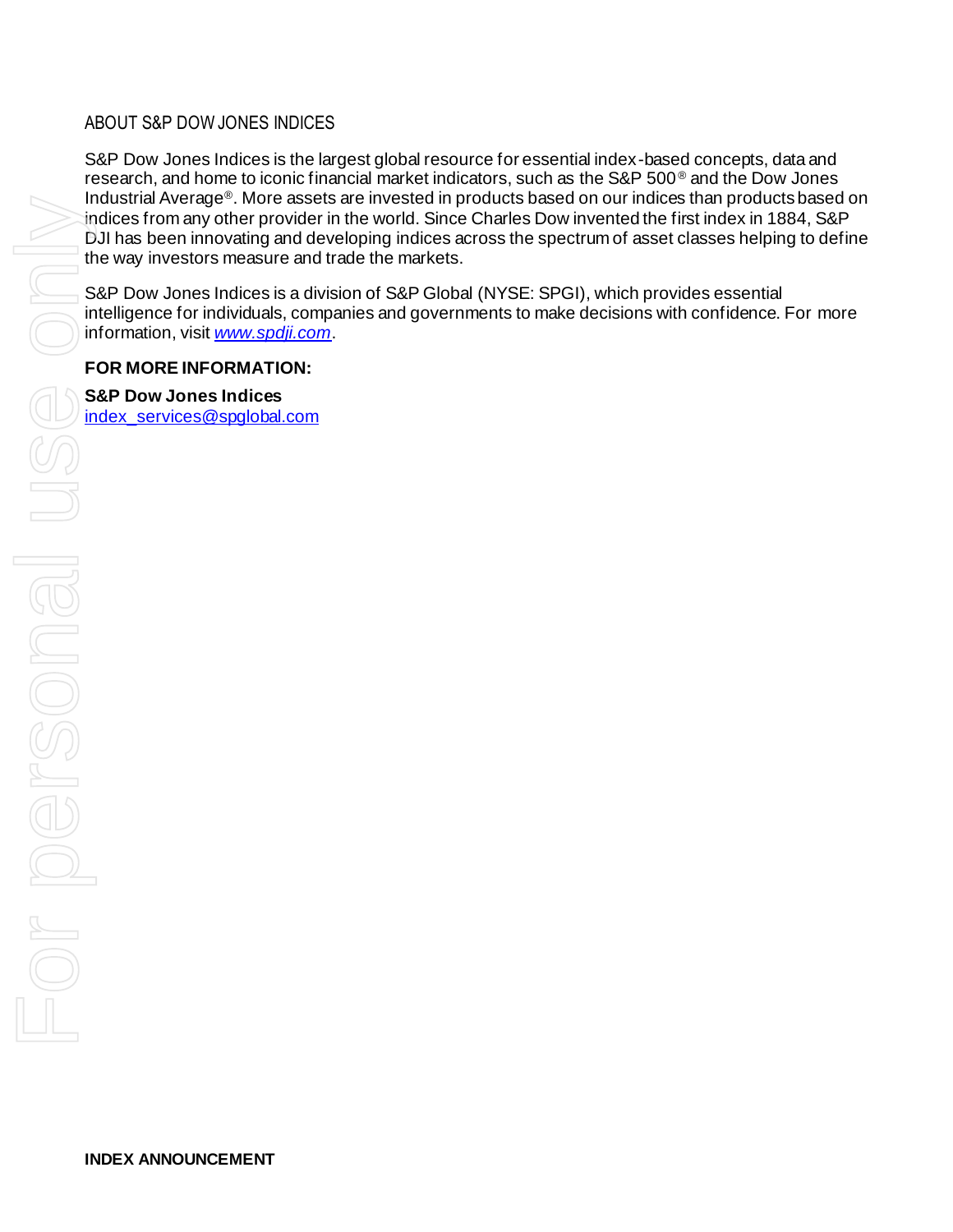## ABOUT S&P DOW JONES INDICES

S&P Dow Jones Indices is the largest global resource for essential index-based concepts, data and research, and home to iconic financial market indicators, such as the S&P 500® and the Dow Jones Industrial Average®. More assets are invested in products based on our indices than products based on indices from any other provider in the world. Since Charles Dow invented the first index in 1884, S&P DJI has been innovating and developing indices across the spectrum of asset classes helping to define the way investors measure and trade the markets.

S&P Dow Jones Indices is a division of S&P Global (NYSE: SPGI), which provides essential intelligence for individuals, companies and governments to make decisions with confidence. For more information, visit *www.spdji.com*.

**FOR MORE INFORMATION:**

**S&P Dow Jones Indices**
index_services@spglobal.com